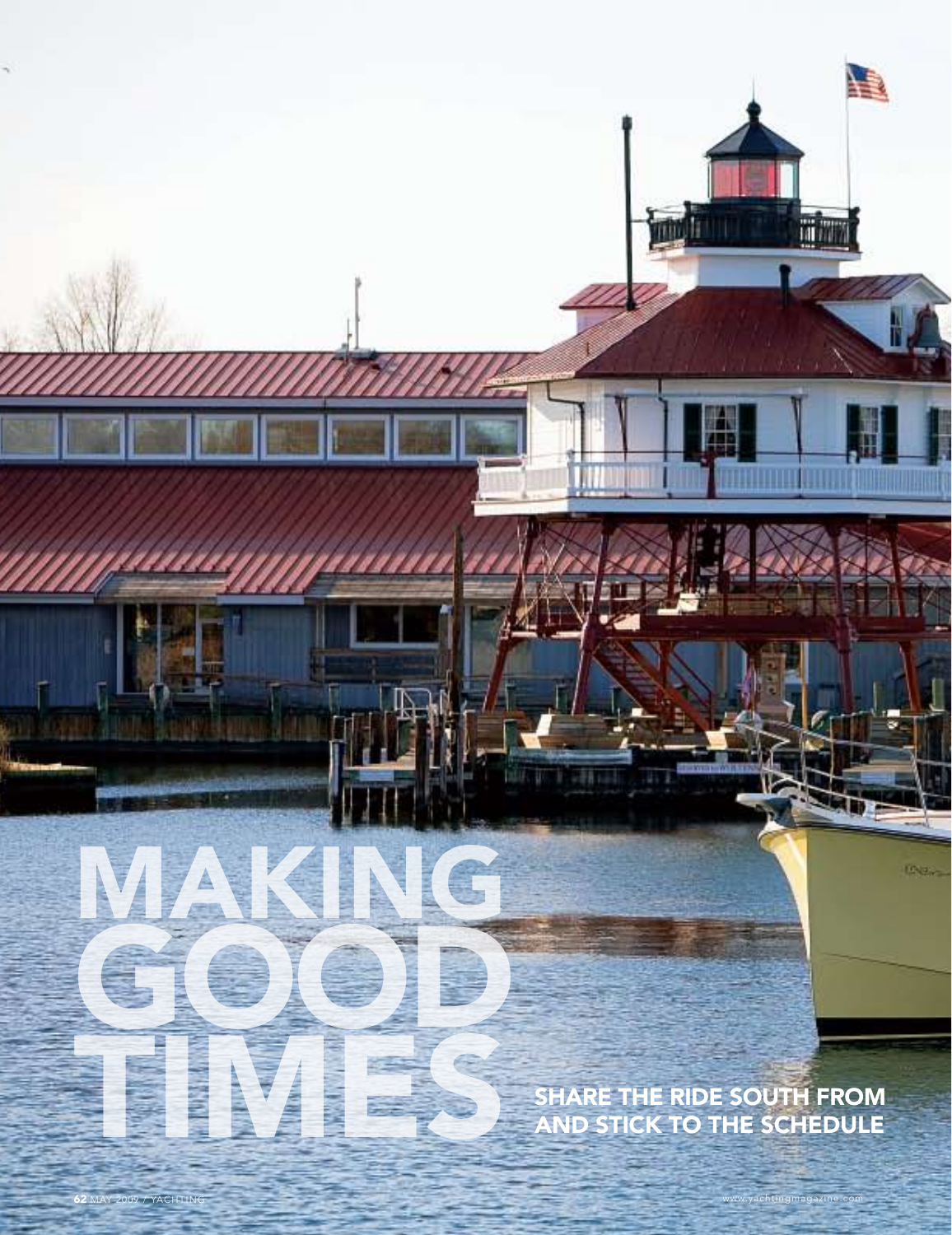# MAKING GOOD TIMES

**SHARE THE RIDE SOUTH FROM AND STICK TO THE SCHEDULE**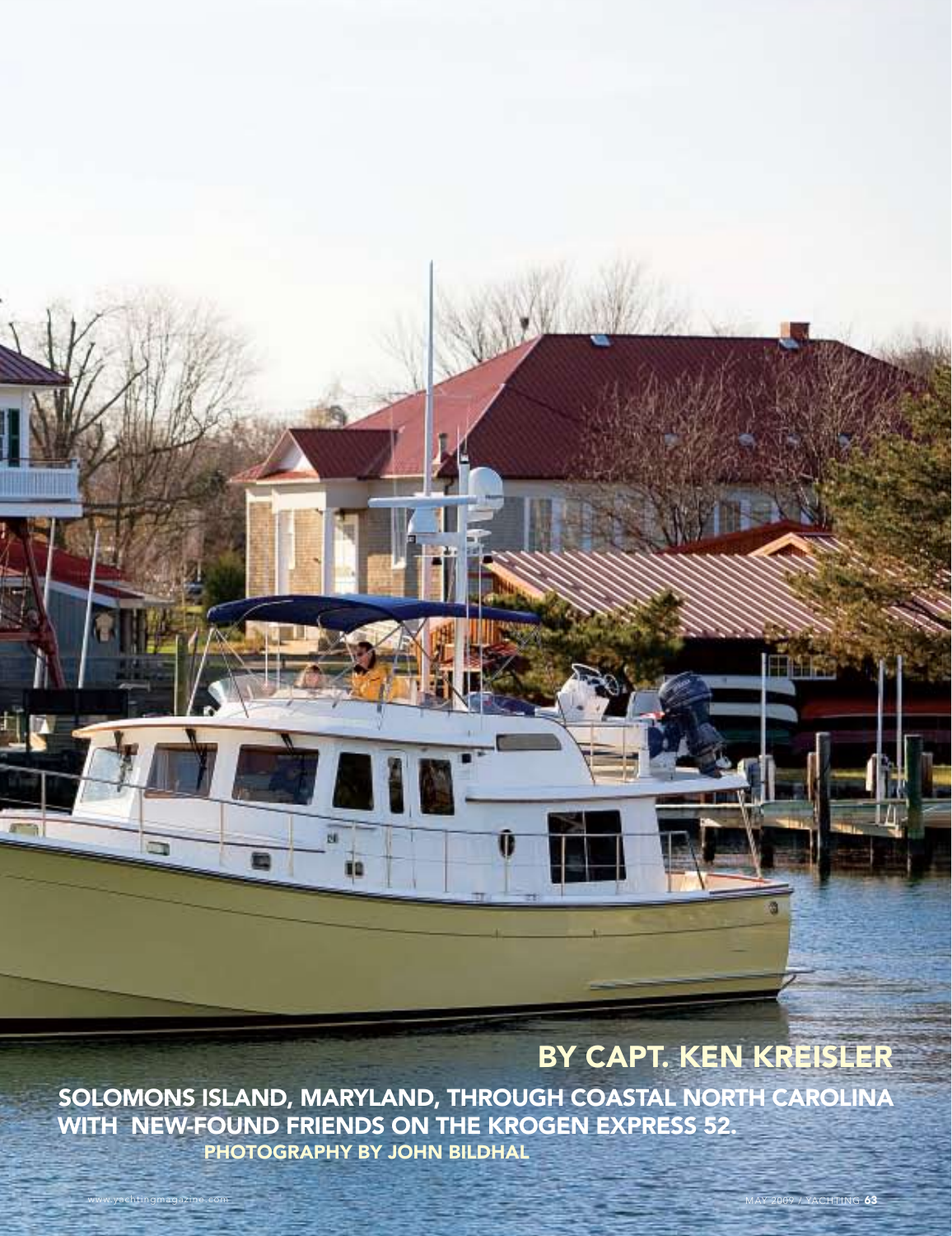## BY CAPT. KEN KREISLER

**SOLOMONS ISLAND, MARYLAND, THROUGH COASTAL NORTH CAROLINA WITH NEW-FOUND FRIENDS ON THE KROGEN EXPRESS 52.**

**PHOTOGRAPHY BY JOHN BILDHAL**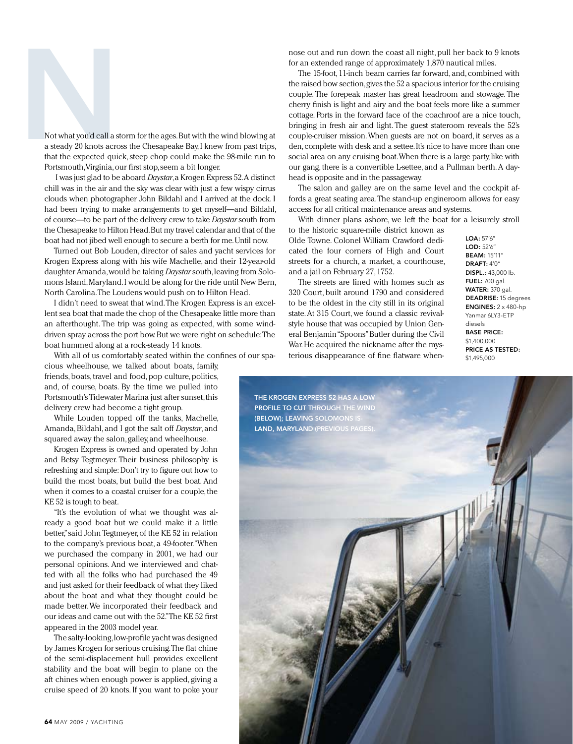Not what you'd call a storm for the ages. But with the wind blowing at a steady 20 knots across the Chesapeake Bay, I knew from past trips, that the expected quick, steep chop could make the 98-mile run to Portsmouth, Virginia, our first stop, seem a bit longer.

I was just glad to be aboard *Daystar*, a Krogen Express 52. A distinct chill was in the air and the sky was clear with just a few wispy cirrus clouds when photographer John Bildahl and I arrived at the dock. I had been trying to make arrangements to get myself—and Bildahl, of course—to be part of the delivery crew to take *Daystar* south from the Chesapeake to Hilton Head. But my travel calendar and that of the boat had not jibed well enough to secure a berth for me. Until now.

Turned out Bob Louden, director of sales and yacht services for Krogen Express along with his wife Machelle, and their 12-year-old daughter Amanda, would be taking *Daystar* south, leaving from Solomons Island, Maryland. I would be along for the ride until New Bern, North Carolina. The Loudens would push on to Hilton Head.

I didn't need to sweat that wind. The Krogen Express is an excellent sea boat that made the chop of the Chesapeake little more than an afterthought. The trip was going as expected, with some wind-driven spray across the port bow. But we were right on schedule: The boat hummed along at a rock-steady 14 knots.

With all of us comfortably seated within the confines of our spacious wheelhouse, we talked about boats, family, friends, boats, travel and food, pop culture, politics, and, of course, boats. By the time we pulled into Portsmouth's Tidewater Marina just after sunset, this delivery crew had become a tight group.

While Louden topped off the tanks, Machelle, Amanda, Bildahl, and I got the salt off *Daystar*, and squared away the salon, galley, and wheelhouse.

Krogen Express is owned and operated by John and Betsy Tegtmeyer. Their business philosophy is refreshing and simple: Don't try to figure out how to build the most boats, but build the best boat. And when it comes to a coastal cruiser for a couple, the KE 52 is tough to beat.

"It's the evolution of what we thought was already a good boat but we could make it a little better," said John Tegtmeyer, of the KE 52 in relation to the company's previous boat, a 49-footer. "When we purchased the company in 2001, we had our personal opinions. And we interviewed and chatted with all the folks who had purchased the 49 and just asked for their feedback of what they liked about the boat and what they thought could be made better. We incorporated their feedback and our ideas and came out with the 52." The KE 52 first appeared in the 2003 model year.

The salty-looking, low-profile yacht was designed by James Krogen for serious cruising. The flat chine of the semi-displacement hull provides excellent stability and the boat will begin to plane on the aft chines when enough power is applied, giving a cruise speed of 20 knots. If you want to poke your nose out and run down the coast all night, pull her back to 9 knots for an extended range of approximately 1,870 nautical miles.

The 15-foot, 11-inch beam carries far forward, and, combined with the raised bow section, gives the 52 a spacious interior for the cruising couple. The forepeak master has great headroom and stowage. The cherry finish is light and airy and the boat feels more like a summer cottage. Ports in the forward face of the coachroof are a nice touch, bringing in fresh air and light. The guest stateroom reveals the 52's couple-cruiser mission. When guests are not on board, it serves as a den, complete with desk and a settee. It's nice to have more than one social area on any cruising boat. When there is a large party, like with our gang, there is a convertible L-settee, and a Pullman berth. A dayhead is opposite and in the passageway.

The salon and galley are on the same level and the cockpit affords a great seating area. The stand-up engineroom allows for easy access for all critical maintenance areas and systems.

With dinner plans ashore, we left the boat for a leisurely stroll to the historic square-mile district known as Olde Towne. Colonel William Crawford dedicated the four corners of High and Court streets for a church, a market, a courthouse, and a jail on February 27, 1752.

The streets are lined with homes such as 320 Court, built around 1790 and considered to be the oldest in the city still in its original state. At 315 Court, we found a classic revival-style house that was occupied by Union General Benjamin "Spoons" Butler during the Civil War. He acquired the nickname after the mysterious disappearance of fine flatware when-

**LOA:** 57'6"
**LOD:** 52'6"
**BEAM:** 15'11"
**DRAFT:** 4'0"
**DISPL.:** 43,000 lb.
**FUEL:** 700 gal.
**WATER:** 370 gal.
**DEADRISE:** 15 degrees
**ENGINES:** 2 x 480-hp Yanmar 6LY3-ETP diesels
**BASE PRICE:** $1,400,000
**PRICE AS TESTED:** $1,495,000

THE KROGEN EXPRESS 52 HAS A LOW PROFILE TO CUT THROUGH THE WIND (BELOW); LEAVING SOLOMONS ISLAND, MARYLAND (PREVIOUS PAGES).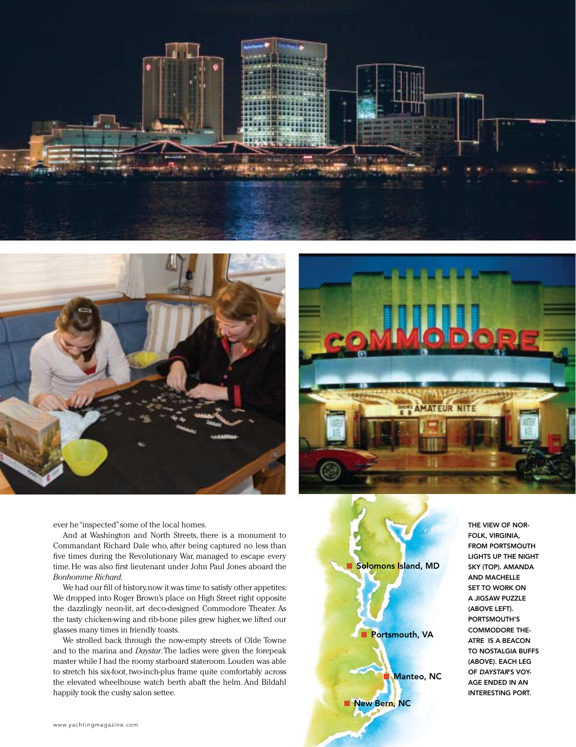ever he "inspected" some of the local homes.

And at Washington and North Streets, there is a monument to Commandant Richard Dale who, after being captured no less than five times during the Revolutionary War, managed to escape every time. He was also first lieutenant under John Paul Jones aboard the *Bonhomme Richard.*

We had our fill of history, now it was time to satisfy other appetites: We dropped into Roger Brown's place on High Street right opposite the dazzlingly neon-lit, art deco-designed Commodore Theater. As the tasty chicken-wing and rib-bone piles grew higher, we lifted our glasses many times in friendly toasts.

We strolled back through the now-empty streets of Olde Towne and to the marina and *Daystar.* The ladies were given the forepeak master while I had the roomy starboard stateroom. Louden was able to stretch his six-foot, two-inch-plus frame quite comfortably across the elevated wheelhouse watch berth abaft the helm. And Bildahl happily took the cushy salon settee.

Solomons Island, MD

Portsmouth, VA

Manteo, NC

New Bern, NC

THE VIEW OF NORFOLK, VIRGINIA, FROM PORTSMOUTH LIGHTS UP THE NIGHT SKY (TOP). AMANDA AND MACHELLE SET TO WORK ON A JIGSAW PUZZLE (ABOVE LEFT). PORTSMOUTH'S COMMODORE THEATRE IS A BEACON TO NOSTALGIA BUFFS (ABOVE). EACH LEG OF *DAYSTAR'S* VOYAGE ENDED IN AN INTERESTING PORT.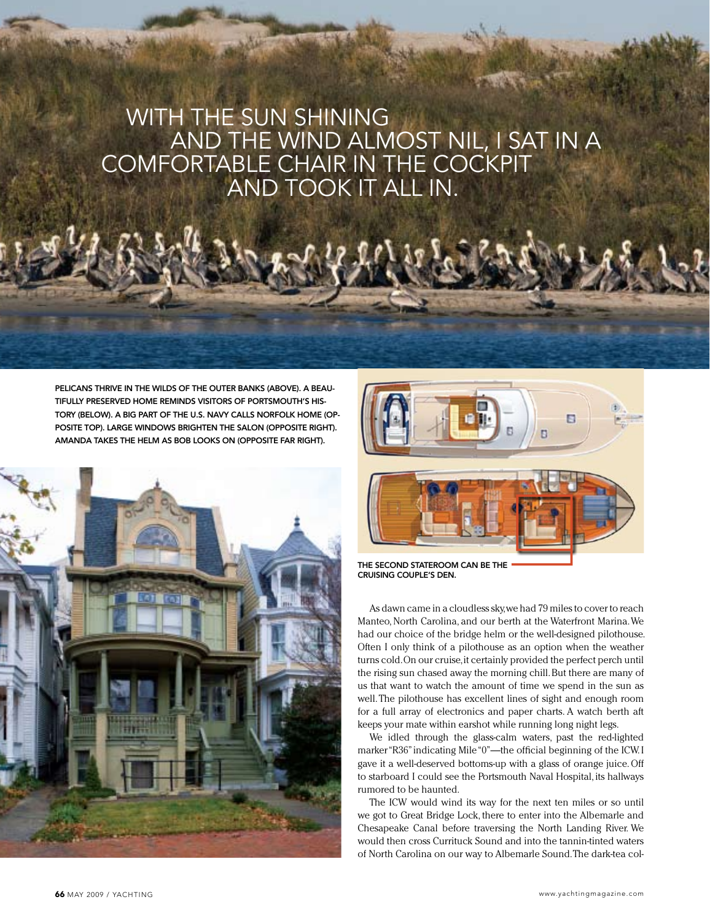WITH THE SUN SHINING AND THE WIND ALMOST NIL, I SAT IN A COMFORTABLE CHAIR IN THE COCKPIT AND TOOK IT ALL IN.

**PELICANS THRIVE IN THE WILDS OF THE OUTER BANKS (ABOVE). A BEAUTIFULLY PRESERVED HOME REMINDS VISITORS OF PORTSMOUTH'S HISTORY (BELOW). A BIG PART OF THE U.S. NAVY CALLS NORFOLK HOME (OPPOSITE TOP). LARGE WINDOWS BRIGHTEN THE SALON (OPPOSITE RIGHT). AMANDA TAKES THE HELM AS BOB LOOKS ON (OPPOSITE FAR RIGHT).**

**THE SECOND STATEROOM CAN BE THE CRUISING COUPLE'S DEN.**

As dawn came in a cloudless sky, we had 79 miles to cover to reach Manteo, North Carolina, and our berth at the Waterfront Marina. We had our choice of the bridge helm or the well-designed pilothouse. Often I only think of a pilothouse as an option when the weather turns cold. On our cruise, it certainly provided the perfect perch until the rising sun chased away the morning chill. But there are many of us that want to watch the amount of time we spend in the sun as well. The pilothouse has excellent lines of sight and enough room for a full array of electronics and paper charts. A watch berth aft keeps your mate within earshot while running long night legs.

We idled through the glass-calm waters, past the red-lighted marker "R36" indicating Mile "0"—the official beginning of the ICW. I gave it a well-deserved bottoms-up with a glass of orange juice. Off to starboard I could see the Portsmouth Naval Hospital, its hallways rumored to be haunted.

The ICW would wind its way for the next ten miles or so until we got to Great Bridge Lock, there to enter into the Albemarle and Chesapeake Canal before traversing the North Landing River. We would then cross Currituck Sound and into the tannin-tinted waters of North Carolina on our way to Albemarle Sound. The dark-tea col-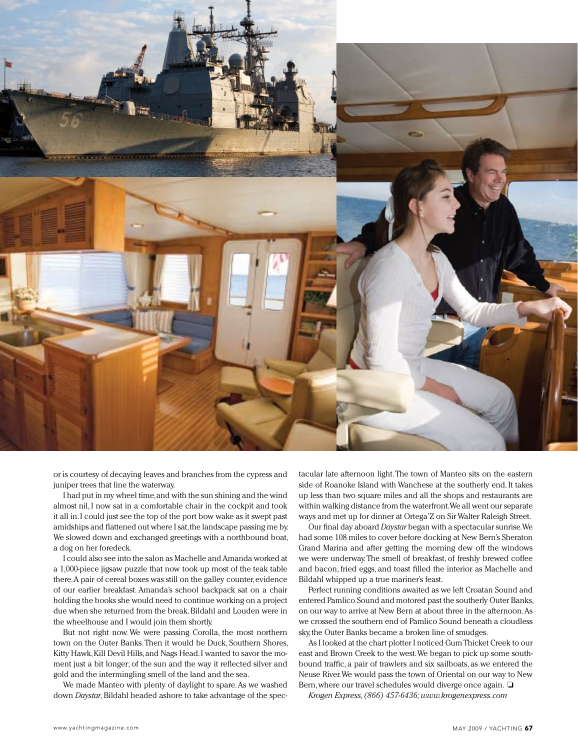or is courtesy of decaying leaves and branches from the cypress and juniper trees that line the waterway.

I had put in my wheel time, and with the sun shining and the wind almost nil, I now sat in a comfortable chair in the cockpit and took it all in. I could just see the top of the port bow wake as it swept past amidships and flattened out where I sat, the landscape passing me by. We slowed down and exchanged greetings with a northbound boat, a dog on her foredeck.

I could also see into the salon as Machelle and Amanda worked at a 1,000-piece jigsaw puzzle that now took up most of the teak table there. A pair of cereal boxes was still on the galley counter, evidence of our earlier breakfast. Amanda's school backpack sat on a chair holding the books she would need to continue working on a project due when she returned from the break. Bildahl and Louden were in the wheelhouse and I would join them shortly.

But not right now. We were passing Corolla, the most northern town on the Outer Banks. Then it would be Duck, Southern Shores, Kitty Hawk, Kill Devil Hills, and Nags Head. I wanted to savor the moment just a bit longer; of the sun and the way it reflected silver and gold and the intermingling smell of the land and the sea.

We made Manteo with plenty of daylight to spare. As we washed down *Daystar*, Bildahl headed ashore to take advantage of the spectacular late afternoon light. The town of Manteo sits on the eastern side of Roanoke Island with Wanchese at the southerly end. It takes up less than two square miles and all the shops and restaurants are within walking distance from the waterfront. We all went our separate ways and met up for dinner at Ortega'Z on Sir Walter Raleigh Street.

Our final day aboard *Daystar* began with a spectacular sunrise. We had some 108 miles to cover before docking at New Bern's Sheraton Grand Marina and after getting the morning dew off the windows we were underway. The smell of breakfast, of freshly brewed coffee and bacon, fried eggs, and toast filled the interior as Machelle and Bildahl whipped up a true mariner's feast.

Perfect running conditions awaited as we left Croatan Sound and entered Pamlico Sound and motored past the southerly Outer Banks, on our way to arrive at New Bern at about three in the afternoon. As we crossed the southern end of Pamlico Sound beneath a cloudless sky, the Outer Banks became a broken line of smudges.

As I looked at the chart plotter I noticed Gum Thicket Creek to our east and Brown Creek to the west. We began to pick up some southbound traffic, a pair of trawlers and six sailboats, as we entered the Neuse River. We would pass the town of Oriental on our way to New Bern, where our travel schedules would diverge once again. ❑

*Krogen Express, (866) 457-6436; www.krogenexpress.com*